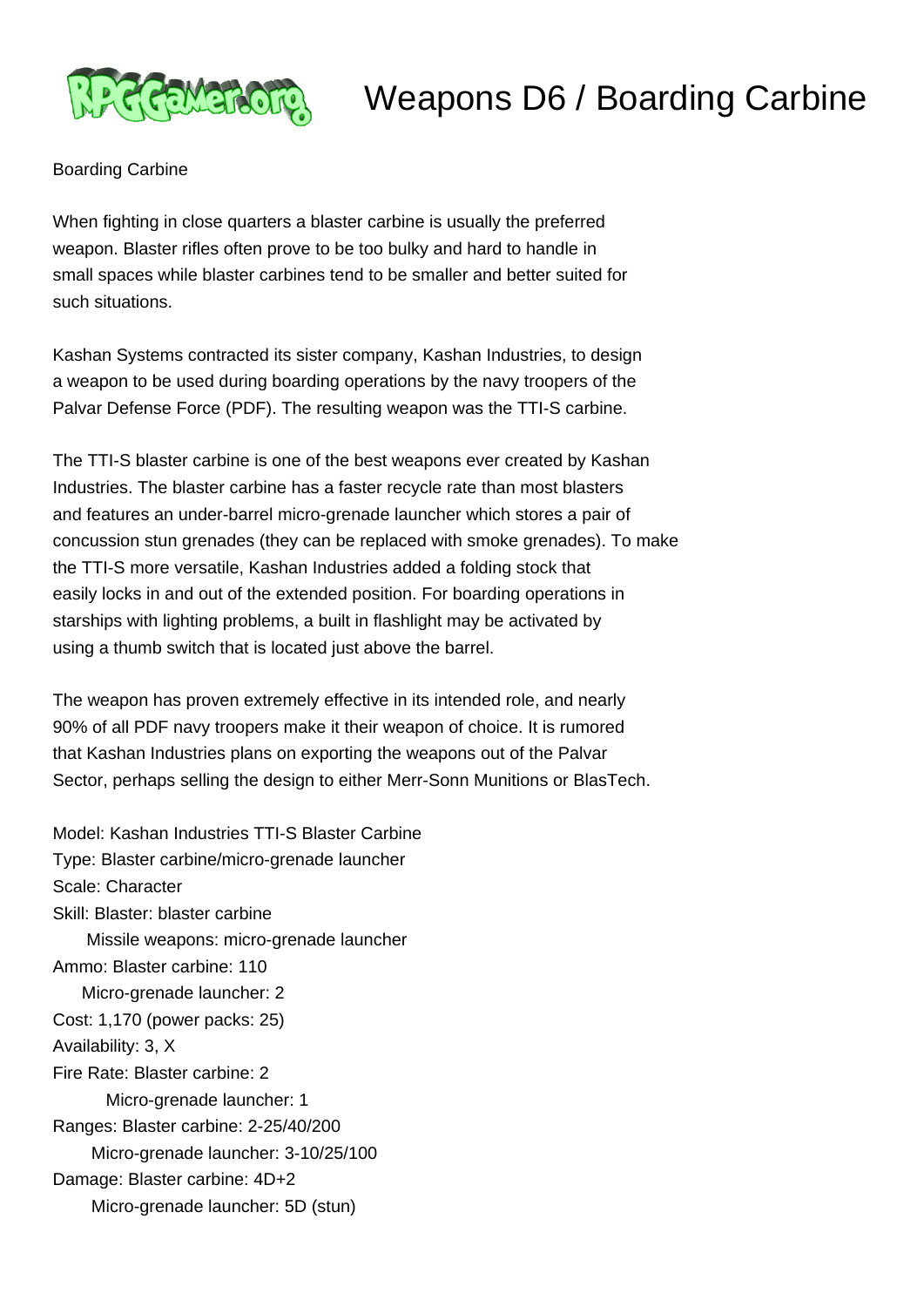# Weapons D6 / Boarding Carbine

Boarding Carbine

When fighting in close quarters a blaster carbine is usually the preferred weapon. Blaster rifles often prove to be too bulky and hard to handle in small spaces while blaster carbines tend to be smaller and better suited for such situations.

Kashan Systems contracted its sister company, Kashan Industries, to design a weapon to be used during boarding operations by the navy troopers of the Palvar Defense Force (PDF). The resulting weapon was the TTI-S carbine.

The TTI-S blaster carbine is one of the best weapons ever created by Kashan Industries. The blaster carbine has a faster recycle rate than most blasters and features an under-barrel micro-grenade launcher which stores a pair of concussion stun grenades (they can be replaced with smoke grenades). To make the TTI-S more versatile, Kashan Industries added a folding stock that easily locks in and out of the extended position. For boarding operations in starships with lighting problems, a built in flashlight may be activated by using a thumb switch that is located just above the barrel.

The weapon has proven extremely effective in its intended role, and nearly 90% of all PDF navy troopers make it their weapon of choice. It is rumored that Kashan Industries plans on exporting the weapons out of the Palvar Sector, perhaps selling the design to either Merr-Sonn Munitions or BlasTech.

Model: Kashan Industries TTI-S Blaster Carbine
Type: Blaster carbine/micro-grenade launcher
Scale: Character
Skill: Blaster: blaster carbine
  Missile weapons: micro-grenade launcher
Ammo: Blaster carbine: 110
  Micro-grenade launcher: 2
Cost: 1,170 (power packs: 25)
Availability: 3, X
Fire Rate: Blaster carbine: 2
  Micro-grenade launcher: 1
Ranges: Blaster carbine: 2-25/40/200
  Micro-grenade launcher: 3-10/25/100
Damage: Blaster carbine: 4D+2
  Micro-grenade launcher: 5D (stun)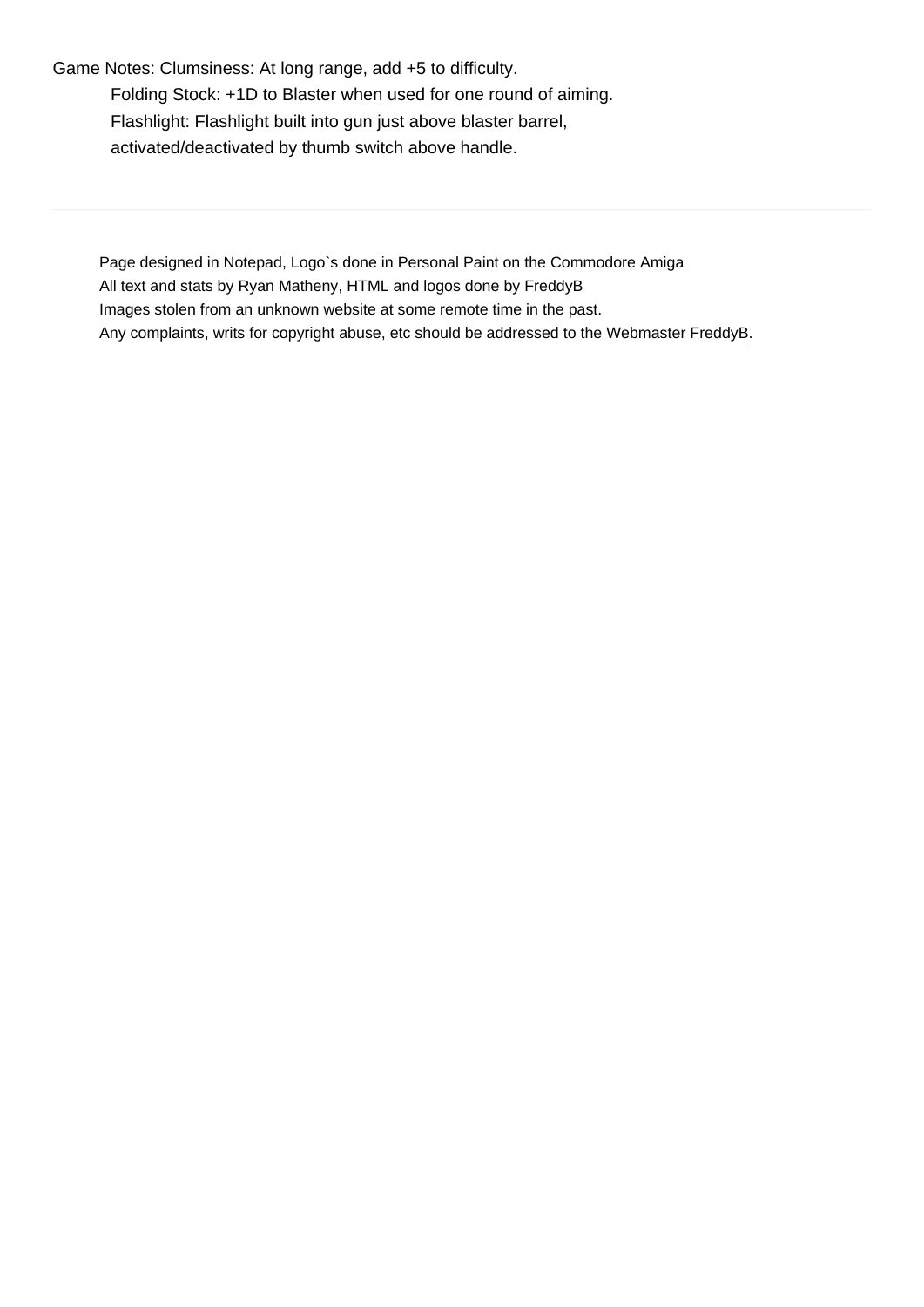Game Notes: Clumsiness: At long range, add +5 to difficulty.

Folding Stock: +1D to Blaster when used for one round of aiming.

Flashlight: Flashlight built into gun just above blaster barrel, activated/deactivated by thumb switch above handle.

---

Page designed in Notepad, Logo`s done in Personal Paint on the Commodore Amiga

All text and stats by Ryan Matheny, HTML and logos done by FreddyB

Images stolen from an unknown website at some remote time in the past.

Any complaints, writs for copyright abuse, etc should be addressed to the Webmaster FreddyB.